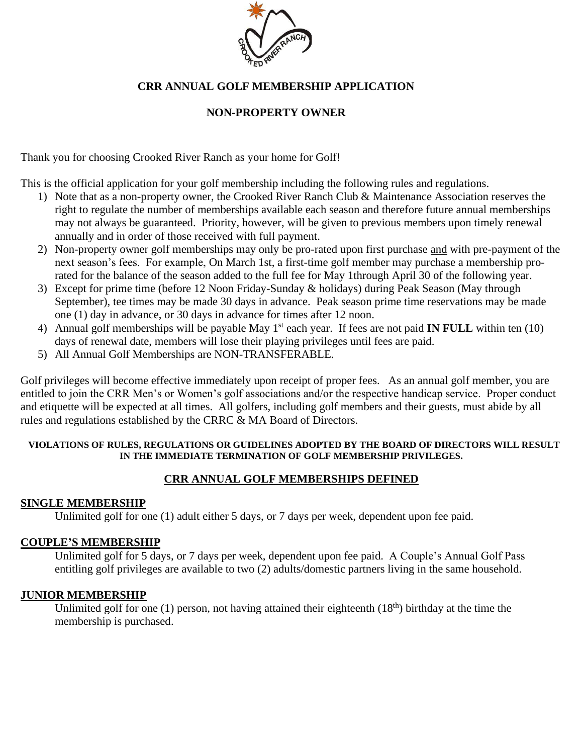# CRR ANNUAL GOLF MEMBERSHIP APPLICATION

## NON-PROPERTY OWNER

Thank you for choosing Crooked River Ranch as your home for Golf!

This is the official application for your golf membership including the following rules and regulations.

1) Note that as a non-property owner, the Crooked River Ranch Club & Maintenance Association reserves the right to regulate the number of memberships available each season and therefore future annual memberships may not always be guaranteed. Priority, however, will be given to previous members upon timely renewal annually and in order of those received with full payment.
2) Non-property owner golf memberships may only be pro-rated upon first purchase and with pre-payment of the next season's fees. For example, On March 1st, a first-time golf member may purchase a membership pro-rated for the balance of the season added to the full fee for May 1through April 30 of the following year.
3) Except for prime time (before 12 Noon Friday-Sunday & holidays) during Peak Season (May through September), tee times may be made 30 days in advance. Peak season prime time reservations may be made one (1) day in advance, or 30 days in advance for times after 12 noon.
4) Annual golf memberships will be payable May 1st each year. If fees are not paid **IN FULL** within ten (10) days of renewal date, members will lose their playing privileges until fees are paid.
5) All Annual Golf Memberships are NON-TRANSFERABLE.

Golf privileges will become effective immediately upon receipt of proper fees. As an annual golf member, you are entitled to join the CRR Men's or Women's golf associations and/or the respective handicap service. Proper conduct and etiquette will be expected at all times. All golfers, including golf members and their guests, must abide by all rules and regulations established by the CRRC & MA Board of Directors.

**VIOLATIONS OF RULES, REGULATIONS OR GUIDELINES ADOPTED BY THE BOARD OF DIRECTORS WILL RESULT IN THE IMMEDIATE TERMINATION OF GOLF MEMBERSHIP PRIVILEGES.**

## CRR ANNUAL GOLF MEMBERSHIPS DEFINED

### SINGLE MEMBERSHIP

Unlimited golf for one (1) adult either 5 days, or 7 days per week, dependent upon fee paid.

### COUPLE'S MEMBERSHIP

Unlimited golf for 5 days, or 7 days per week, dependent upon fee paid. A Couple's Annual Golf Pass entitling golf privileges are available to two (2) adults/domestic partners living in the same household.

### JUNIOR MEMBERSHIP

Unlimited golf for one (1) person, not having attained their eighteenth (18th) birthday at the time the membership is purchased.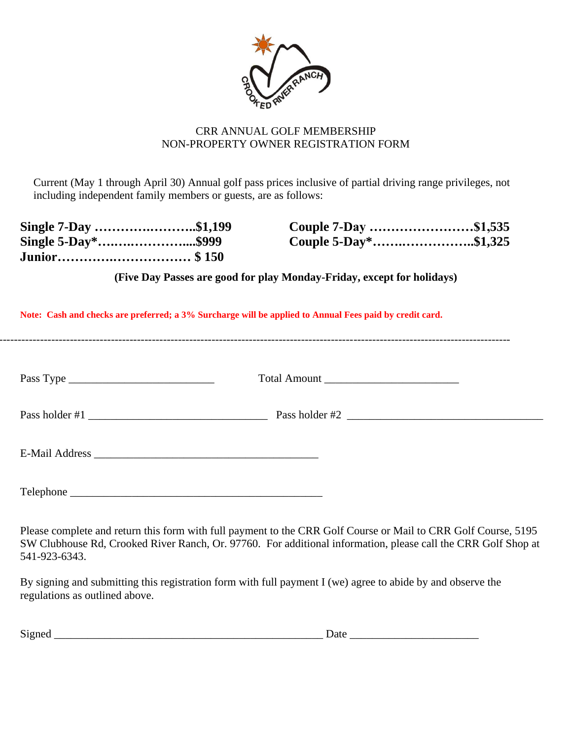CRR ANNUAL GOLF MEMBERSHIP
NON-PROPERTY OWNER REGISTRATION FORM

Current (May 1 through April 30) Annual golf pass prices inclusive of partial driving range privileges, not including independent family members or guests, are as follows:

**Single 7-Day ……………………..$1,199**
**Single 5-Day*…………………….$999**
**Junior………………………… $ 150**

**Couple 7-Day ……………………$1,535**
**Couple 5-Day*……………………$1,325**

**(Five Day Passes are good for play Monday-Friday, except for holidays)**

**Note: Cash and checks are preferred; a 3% Surcharge will be applied to Annual Fees paid by credit card.**

---

Pass Type _________________________ Total Amount _______________________

Pass holder #1 _______________________________ Pass holder #2 __________________________________

E-Mail Address _______________________________________

Telephone ____________________________________________

Please complete and return this form with full payment to the CRR Golf Course or Mail to CRR Golf Course, 5195 SW Clubhouse Rd, Crooked River Ranch, Or. 97760. For additional information, please call the CRR Golf Shop at 541-923-6343.

By signing and submitting this registration form with full payment I (we) agree to abide by and observe the regulations as outlined above.

Signed _______________________________________________ Date ______________________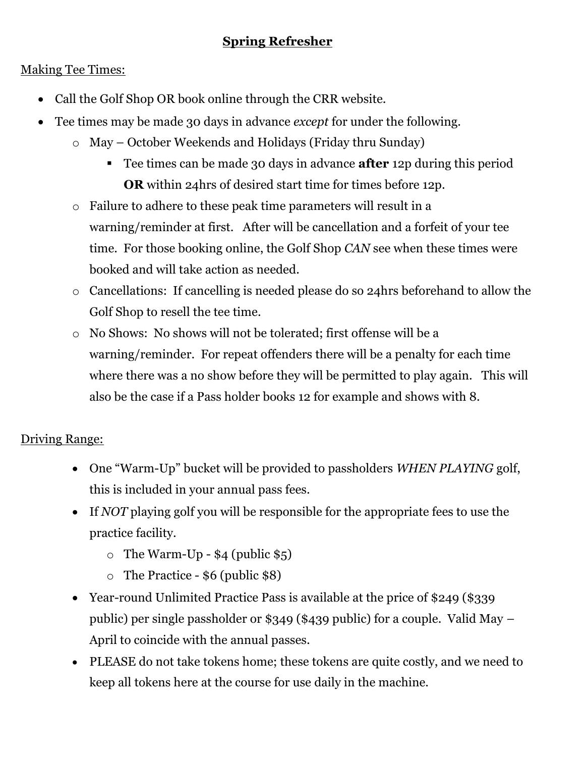# <u>Spring Refresher</u>

<u>Making Tee Times:</u>

- Call the Golf Shop OR book online through the CRR website.
- Tee times may be made 30 days in advance *except* for under the following.
  - May – October Weekends and Holidays (Friday thru Sunday)
    - Tee times can be made 30 days in advance **after** 12p during this period **OR** within 24hrs of desired start time for times before 12p.
  - Failure to adhere to these peak time parameters will result in a warning/reminder at first. After will be cancellation and a forfeit of your tee time. For those booking online, the Golf Shop *CAN* see when these times were booked and will take action as needed.
  - Cancellations: If cancelling is needed please do so 24hrs beforehand to allow the Golf Shop to resell the tee time.
  - No Shows: No shows will not be tolerated; first offense will be a warning/reminder. For repeat offenders there will be a penalty for each time where there was a no show before they will be permitted to play again. This will also be the case if a Pass holder books 12 for example and shows with 8.

<u>Driving Range:</u>

- One "Warm-Up" bucket will be provided to passholders *WHEN PLAYING* golf, this is included in your annual pass fees.
- If *NOT* playing golf you will be responsible for the appropriate fees to use the practice facility.
  - The Warm-Up - $4 (public $5)
  - The Practice - $6 (public $8)
- Year-round Unlimited Practice Pass is available at the price of $249 ($339 public) per single passholder or $349 ($439 public) for a couple. Valid May – April to coincide with the annual passes.
- PLEASE do not take tokens home; these tokens are quite costly, and we need to keep all tokens here at the course for use daily in the machine.